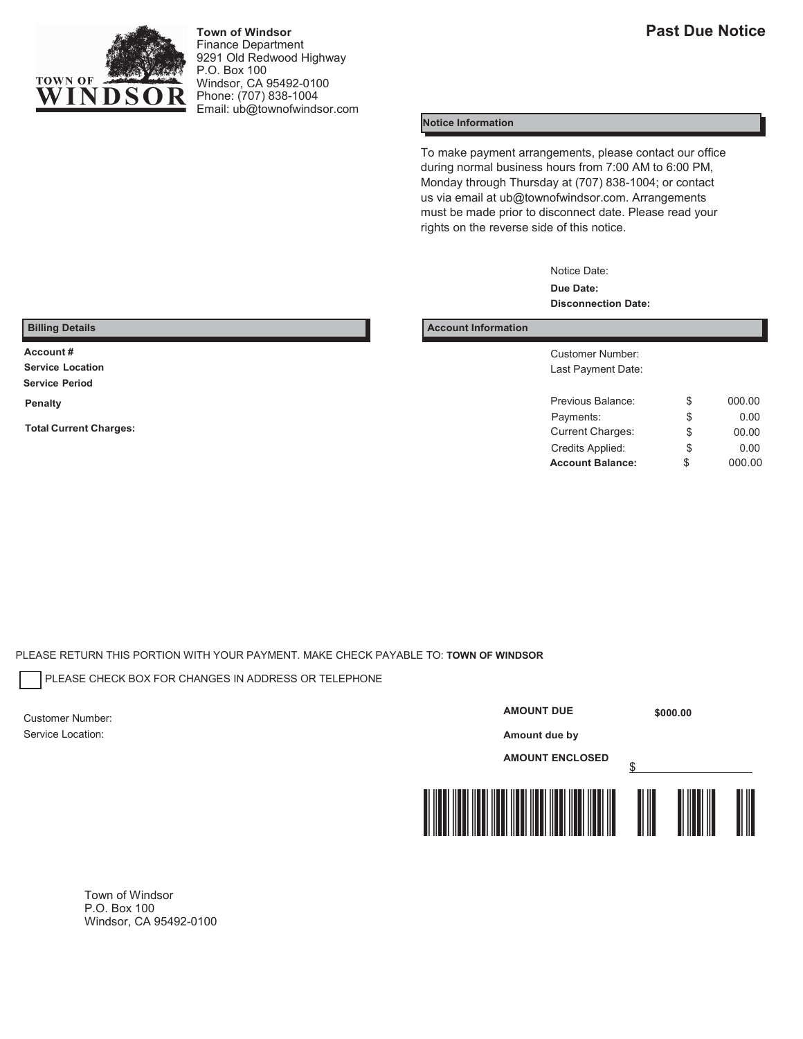Town of Windsor
Finance Department
9291 Old Redwood Highway
P.O. Box 100
Windsor, CA 95492-0100
Phone: (707) 838-1004
Email: ub@townofwindsor.com

# Past Due Notice

## Notice Information

To make payment arrangements, please contact our office during normal business hours from 7:00 AM to 6:00 PM, Monday through Thursday at (707) 838-1004; or contact us via email at ub@townofwindsor.com. Arrangements must be made prior to disconnect date. Please read your rights on the reverse side of this notice.

Notice Date:
**Due Date:**
**Disconnection Date:**

## Billing Details

**Account #**
**Service Location**
**Service Period**
**Penalty**
**Total Current Charges:**

## Account Information

Customer Number:
Last Payment Date:

| | | |
|---|---|---|
| Previous Balance: | $ | 000.00 |
| Payments: | $ | 0.00 |
| Current Charges: | $ | 00.00 |
| Credits Applied: | $ | 0.00 |
| **Account Balance:** | $ | 000.00 |

PLEASE RETURN THIS PORTION WITH YOUR PAYMENT. MAKE CHECK PAYABLE TO: **TOWN OF WINDSOR**

☐ PLEASE CHECK BOX FOR CHANGES IN ADDRESS OR TELEPHONE

Customer Number:
Service Location:

**AMOUNT DUE** **$000.00**

**Amount due by**

**AMOUNT ENCLOSED** $ ____________

Town of Windsor
P.O. Box 100
Windsor, CA 95492-0100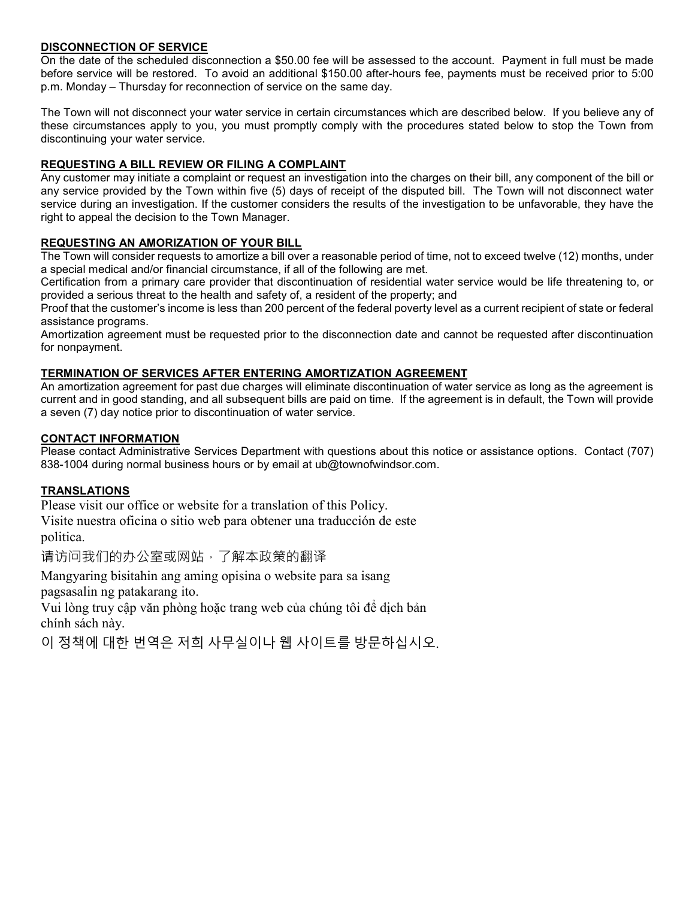## DISCONNECTION OF SERVICE

On the date of the scheduled disconnection a $50.00 fee will be assessed to the account. Payment in full must be made before service will be restored. To avoid an additional $150.00 after-hours fee, payments must be received prior to 5:00 p.m. Monday – Thursday for reconnection of service on the same day.

The Town will not disconnect your water service in certain circumstances which are described below. If you believe any of these circumstances apply to you, you must promptly comply with the procedures stated below to stop the Town from discontinuing your water service.

## REQUESTING A BILL REVIEW OR FILING A COMPLAINT

Any customer may initiate a complaint or request an investigation into the charges on their bill, any component of the bill or any service provided by the Town within five (5) days of receipt of the disputed bill. The Town will not disconnect water service during an investigation. If the customer considers the results of the investigation to be unfavorable, they have the right to appeal the decision to the Town Manager.

## REQUESTING AN AMORIZATION OF YOUR BILL

The Town will consider requests to amortize a bill over a reasonable period of time, not to exceed twelve (12) months, under a special medical and/or financial circumstance, if all of the following are met.

Certification from a primary care provider that discontinuation of residential water service would be life threatening to, or provided a serious threat to the health and safety of, a resident of the property; and

Proof that the customer's income is less than 200 percent of the federal poverty level as a current recipient of state or federal assistance programs.

Amortization agreement must be requested prior to the disconnection date and cannot be requested after discontinuation for nonpayment.

## TERMINATION OF SERVICES AFTER ENTERING AMORTIZATION AGREEMENT

An amortization agreement for past due charges will eliminate discontinuation of water service as long as the agreement is current and in good standing, and all subsequent bills are paid on time. If the agreement is in default, the Town will provide a seven (7) day notice prior to discontinuation of water service.

## CONTACT INFORMATION

Please contact Administrative Services Department with questions about this notice or assistance options. Contact (707) 838-1004 during normal business hours or by email at ub@townofwindsor.com.

## TRANSLATIONS

Please visit our office or website for a translation of this Policy.

Visite nuestra oficina o sitio web para obtener una traducción de este politica.

请访问我们的办公室或网站，了解本政策的翻译

Mangyaring bisitahin ang aming opisina o website para sa isang pagsasalin ng patakarang ito.

Vui lòng truy cập văn phòng hoặc trang web của chúng tôi để dịch bản chính sách này.

이 정책에 대한 번역은 저희 사무실이나 웹 사이트를 방문하십시오.